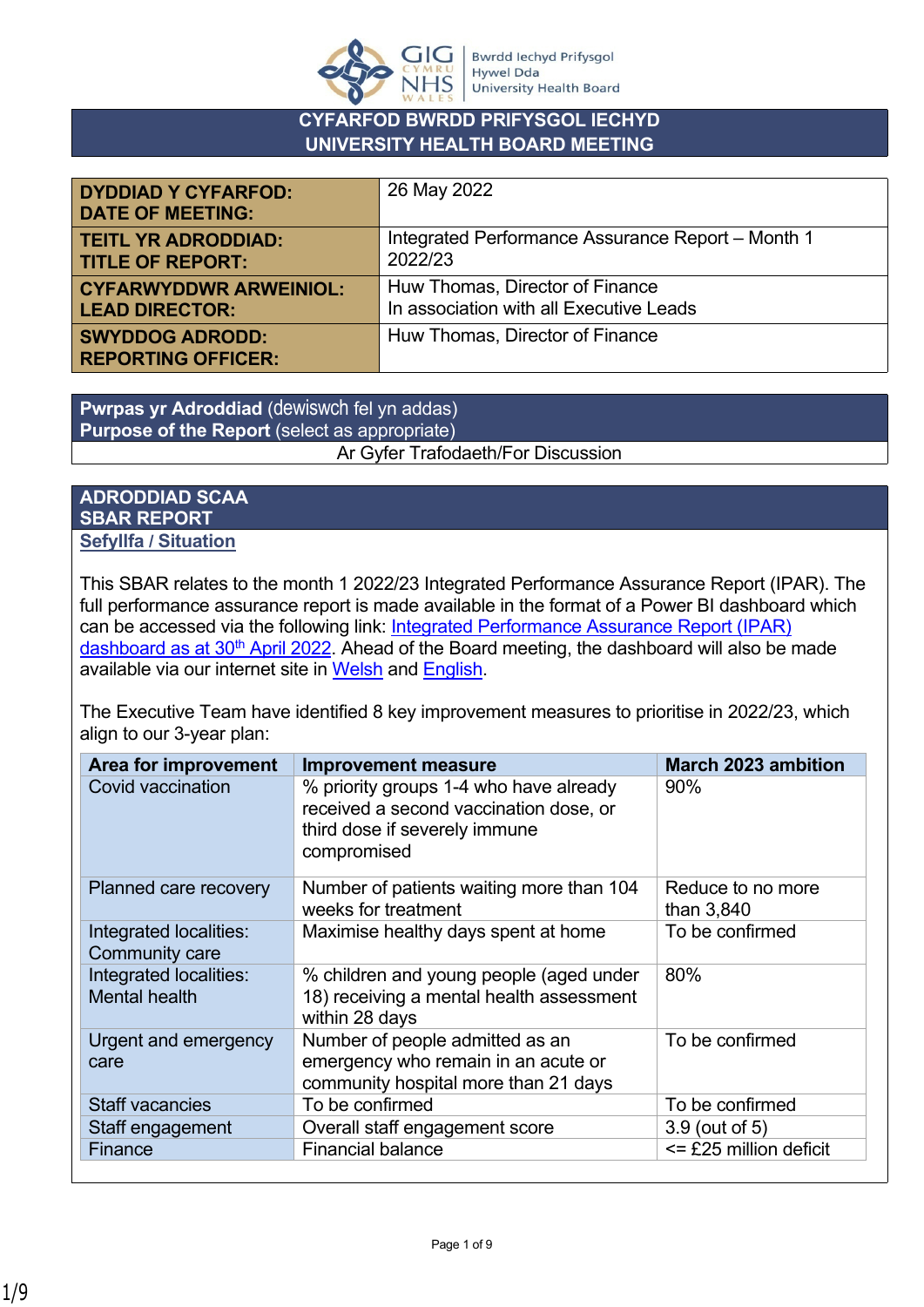Bwrdd Iechyd Prifysgol Hywel Dda University Health Board

# CYFARFOD BWRDD PRIFYSGOL IECHYD
# UNIVERSITY HEALTH BOARD MEETING

| | |
|---|---|
| **DYDDIAD Y CYFARFOD:** **DATE OF MEETING:** | 26 May 2022 |
| **TEITL YR ADRODDIAD:** **TITLE OF REPORT:** | Integrated Performance Assurance Report – Month 1 2022/23 |
| **CYFARWYDDWR ARWEINIOL:** **LEAD DIRECTOR:** | Huw Thomas, Director of Finance<br>In association with all Executive Leads |
| **SWYDDOG ADRODD:** **REPORTING OFFICER:** | Huw Thomas, Director of Finance |

**Pwrpas yr Adroddiad** (dewiswch fel yn addas)
**Purpose of the Report** (select as appropriate)

Ar Gyfer Trafodaeth/For Discussion

## ADRODDIAD SCAA
## SBAR REPORT

**Sefyllfa / Situation**

This SBAR relates to the month 1 2022/23 Integrated Performance Assurance Report (IPAR). The full performance assurance report is made available in the format of a Power BI dashboard which can be accessed via the following link: Integrated Performance Assurance Report (IPAR) dashboard as at 30th April 2022. Ahead of the Board meeting, the dashboard will also be made available via our internet site in Welsh and English.

The Executive Team have identified 8 key improvement measures to prioritise in 2022/23, which align to our 3-year plan:

| Area for improvement | Improvement measure | March 2023 ambition |
|---|---|---|
| Covid vaccination | % priority groups 1-4 who have already received a second vaccination dose, or third dose if severely immune compromised | 90% |
| Planned care recovery | Number of patients waiting more than 104 weeks for treatment | Reduce to no more than 3,840 |
| Integrated localities: Community care | Maximise healthy days spent at home | To be confirmed |
| Integrated localities: Mental health | % children and young people (aged under 18) receiving a mental health assessment within 28 days | 80% |
| Urgent and emergency care | Number of people admitted as an emergency who remain in an acute or community hospital more than 21 days | To be confirmed |
| Staff vacancies | To be confirmed | To be confirmed |
| Staff engagement | Overall staff engagement score | 3.9 (out of 5) |
| Finance | Financial balance | <= £25 million deficit |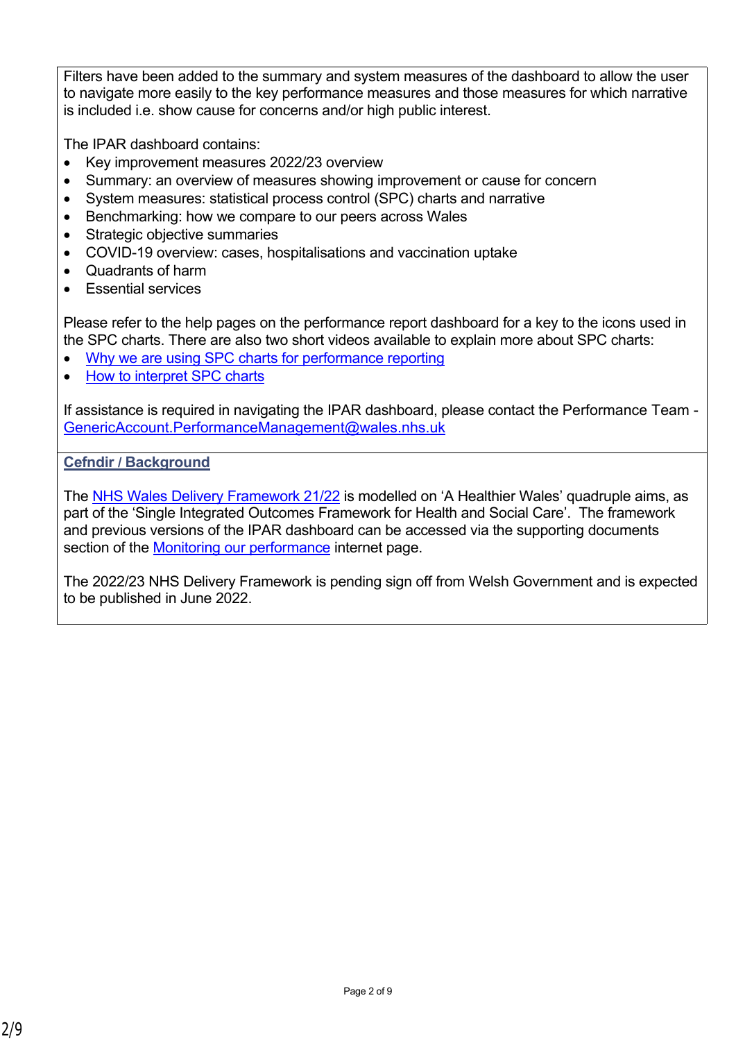Filters have been added to the summary and system measures of the dashboard to allow the user to navigate more easily to the key performance measures and those measures for which narrative is included i.e. show cause for concerns and/or high public interest.

The IPAR dashboard contains:

- Key improvement measures 2022/23 overview
- Summary: an overview of measures showing improvement or cause for concern
- System measures: statistical process control (SPC) charts and narrative
- Benchmarking: how we compare to our peers across Wales
- Strategic objective summaries
- COVID-19 overview: cases, hospitalisations and vaccination uptake
- Quadrants of harm
- Essential services

Please refer to the help pages on the performance report dashboard for a key to the icons used in the SPC charts. There are also two short videos available to explain more about SPC charts:

- Why we are using SPC charts for performance reporting
- How to interpret SPC charts

If assistance is required in navigating the IPAR dashboard, please contact the Performance Team - GenericAccount.PerformanceManagement@wales.nhs.uk

## Cefndir / Background

The NHS Wales Delivery Framework 21/22 is modelled on 'A Healthier Wales' quadruple aims, as part of the 'Single Integrated Outcomes Framework for Health and Social Care'. The framework and previous versions of the IPAR dashboard can be accessed via the supporting documents section of the Monitoring our performance internet page.

The 2022/23 NHS Delivery Framework is pending sign off from Welsh Government and is expected to be published in June 2022.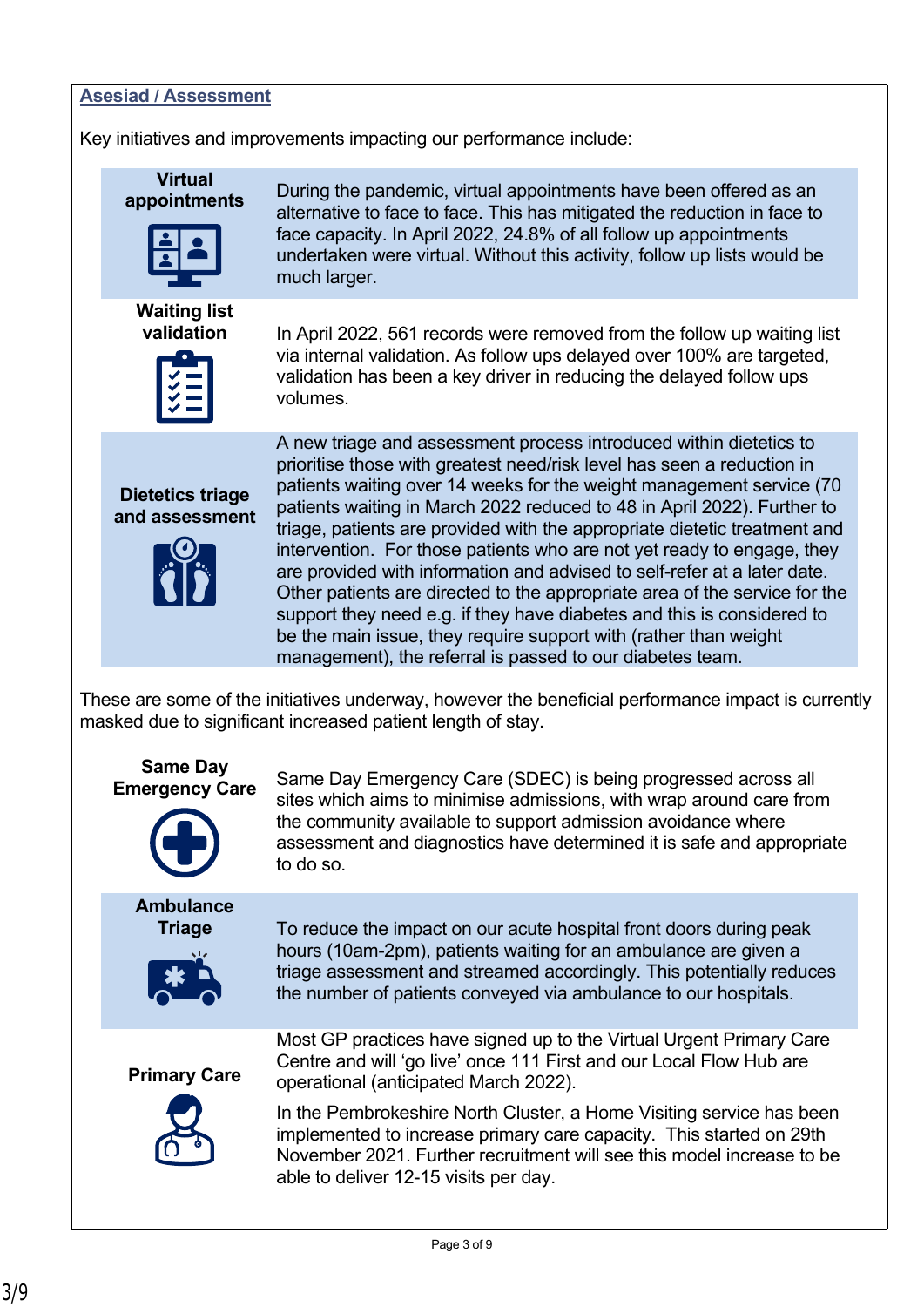## Asesiad / Assessment

Key initiatives and improvements impacting our performance include:

| | |
|---|---|
| **Virtual appointments** | During the pandemic, virtual appointments have been offered as an alternative to face to face. This has mitigated the reduction in face to face capacity. In April 2022, 24.8% of all follow up appointments undertaken were virtual. Without this activity, follow up lists would be much larger. |
| **Waiting list validation** | In April 2022, 561 records were removed from the follow up waiting list via internal validation. As follow ups delayed over 100% are targeted, validation has been a key driver in reducing the delayed follow ups volumes. |
| **Dietetics triage and assessment** | A new triage and assessment process introduced within dietetics to prioritise those with greatest need/risk level has seen a reduction in patients waiting over 14 weeks for the weight management service (70 patients waiting in March 2022 reduced to 48 in April 2022). Further to triage, patients are provided with the appropriate dietetic treatment and intervention. For those patients who are not yet ready to engage, they are provided with information and advised to self-refer at a later date. Other patients are directed to the appropriate area of the service for the support they need e.g. if they have diabetes and this is considered to be the main issue, they require support with (rather than weight management), the referral is passed to our diabetes team. |

These are some of the initiatives underway, however the beneficial performance impact is currently masked due to significant increased patient length of stay.

| | |
|---|---|
| **Same Day Emergency Care** | Same Day Emergency Care (SDEC) is being progressed across all sites which aims to minimise admissions, with wrap around care from the community available to support admission avoidance where assessment and diagnostics have determined it is safe and appropriate to do so. |
| **Ambulance Triage** | To reduce the impact on our acute hospital front doors during peak hours (10am-2pm), patients waiting for an ambulance are given a triage assessment and streamed accordingly. This potentially reduces the number of patients conveyed via ambulance to our hospitals. |
| **Primary Care** | Most GP practices have signed up to the Virtual Urgent Primary Care Centre and will 'go live' once 111 First and our Local Flow Hub are operational (anticipated March 2022).<br><br>In the Pembrokeshire North Cluster, a Home Visiting service has been implemented to increase primary care capacity. This started on 29th November 2021. Further recruitment will see this model increase to be able to deliver 12-15 visits per day. |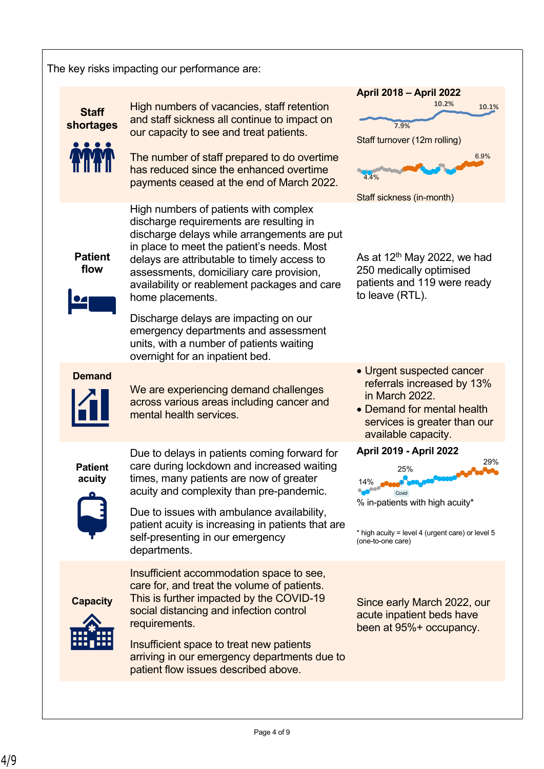The key risks impacting our performance are:

| | | |
|---|---|---|
| **Staff shortages** | High numbers of vacancies, staff retention and staff sickness all continue to impact on our capacity to see and treat patients.<br><br>The number of staff prepared to do overtime has reduced since the enhanced overtime payments ceased at the end of March 2022. | **April 2018 – April 2022**<br>10.2% 10.1% 7.9%<br>Staff turnover (12m rolling)<br>6.9% 4.4%<br>Staff sickness (in-month) |
| **Patient flow** | High numbers of patients with complex discharge requirements are resulting in discharge delays while arrangements are put in place to meet the patient's needs. Most delays are attributable to timely access to assessments, domiciliary care provision, availability or reablement packages and care home placements.<br><br>Discharge delays are impacting on our emergency departments and assessment units, with a number of patients waiting overnight for an inpatient bed. | As at 12th May 2022, we had 250 medically optimised patients and 119 were ready to leave (RTL). |
| **Demand** | We are experiencing demand challenges across various areas including cancer and mental health services. | • Urgent suspected cancer referrals increased by 13% in March 2022.<br>• Demand for mental health services is greater than our available capacity. |
| **Patient acuity** | Due to delays in patients coming forward for care during lockdown and increased waiting times, many patients are now of greater acuity and complexity than pre-pandemic.<br><br>Due to issues with ambulance availability, patient acuity is increasing in patients that are self-presenting in our emergency departments. | **April 2019 - April 2022**<br>14% 25% 29% Covid<br>% in-patients with high acuity*<br><br>* high acuity = level 4 (urgent care) or level 5 (one-to-one care) |
| **Capacity** | Insufficient accommodation space to see, care for, and treat the volume of patients. This is further impacted by the COVID-19 social distancing and infection control requirements.<br><br>Insufficient space to treat new patients arriving in our emergency departments due to patient flow issues described above. | Since early March 2022, our acute inpatient beds have been at 95%+ occupancy. |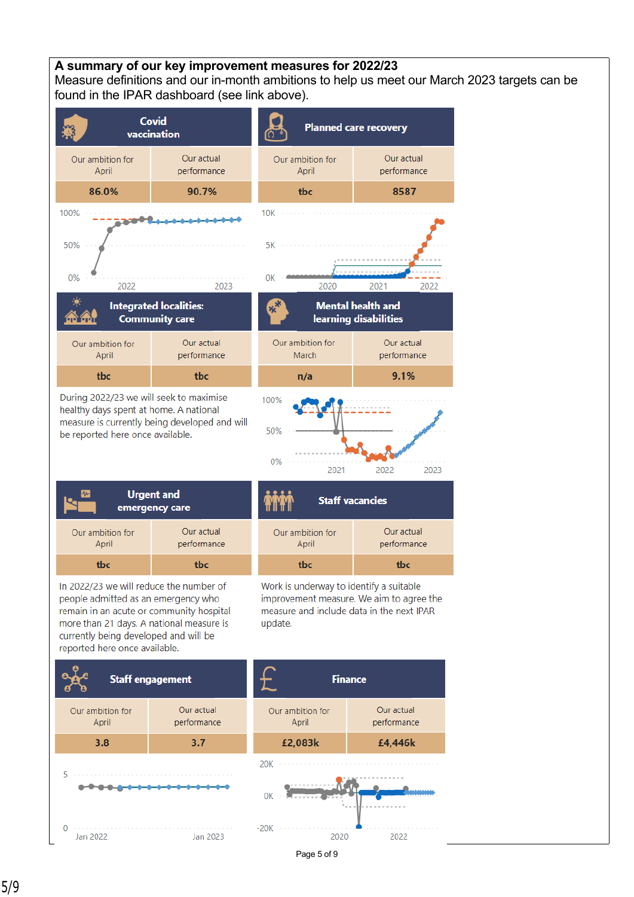## A summary of our key improvement measures for 2022/23

Measure definitions and our in-month ambitions to help us meet our March 2023 targets can be found in the IPAR dashboard (see link above).

### Covid vaccination

| Our ambition for April | Our actual performance |
|---|---|
| 86.0% | 90.7% |

### Planned care recovery

| Our ambition for April | Our actual performance |
|---|---|
| tbc | 8587 |

### Integrated localities: Community care

| Our ambition for April | Our actual performance |
|---|---|
| tbc | tbc |

During 2022/23 we will seek to maximise healthy days spent at home. A national measure is currently being developed and will be reported here once available.

### Mental health and learning disabilities

| Our ambition for March | Our actual performance |
|---|---|
| n/a | 9.1% |

### Urgent and emergency care

| Our ambition for April | Our actual performance |
|---|---|
| tbc | tbc |

In 2022/23 we will reduce the number of people admitted as an emergency who remain in an acute or community hospital more than 21 days. A national measure is currently being developed and will be reported here once available.

### Staff vacancies

| Our ambition for April | Our actual performance |
|---|---|
| tbc | tbc |

Work is underway to identify a suitable improvement measure. We aim to agree the measure and include data in the next IPAR update.

### Staff engagement

| Our ambition for April | Our actual performance |
|---|---|
| 3.8 | 3.7 |

### Finance

| Our ambition for April | Our actual performance |
|---|---|
| £2,083k | £4,446k |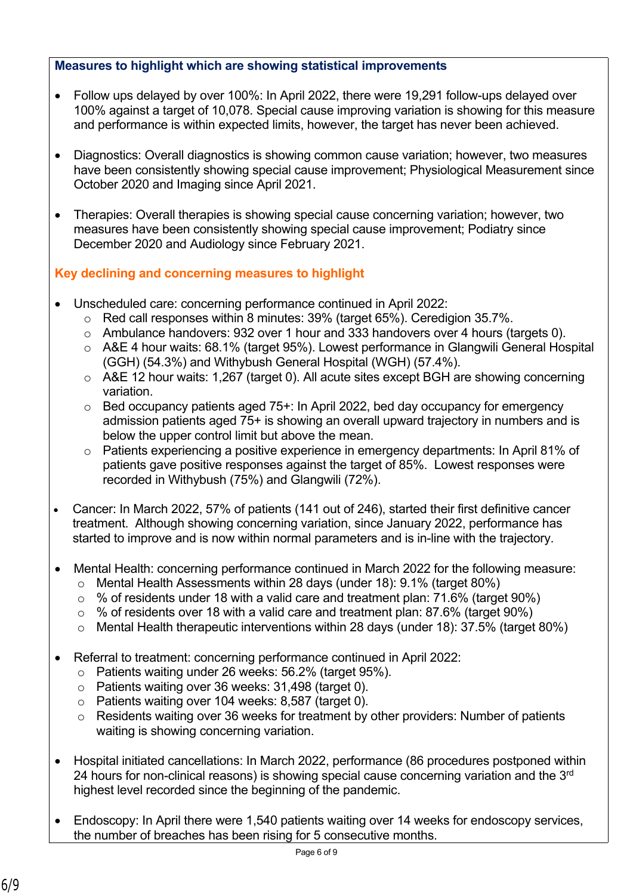**Measures to highlight which are showing statistical improvements**

- Follow ups delayed by over 100%: In April 2022, there were 19,291 follow-ups delayed over 100% against a target of 10,078. Special cause improving variation is showing for this measure and performance is within expected limits, however, the target has never been achieved.

- Diagnostics: Overall diagnostics is showing common cause variation; however, two measures have been consistently showing special cause improvement; Physiological Measurement since October 2020 and Imaging since April 2021.

- Therapies: Overall therapies is showing special cause concerning variation; however, two measures have been consistently showing special cause improvement; Podiatry since December 2020 and Audiology since February 2021.

**Key declining and concerning measures to highlight**

- Unscheduled care: concerning performance continued in April 2022:
  - Red call responses within 8 minutes: 39% (target 65%). Ceredigion 35.7%.
  - Ambulance handovers: 932 over 1 hour and 333 handovers over 4 hours (targets 0).
  - A&E 4 hour waits: 68.1% (target 95%). Lowest performance in Glangwili General Hospital (GGH) (54.3%) and Withybush General Hospital (WGH) (57.4%).
  - A&E 12 hour waits: 1,267 (target 0). All acute sites except BGH are showing concerning variation.
  - Bed occupancy patients aged 75+: In April 2022, bed day occupancy for emergency admission patients aged 75+ is showing an overall upward trajectory in numbers and is below the upper control limit but above the mean.
  - Patients experiencing a positive experience in emergency departments: In April 81% of patients gave positive responses against the target of 85%. Lowest responses were recorded in Withybush (75%) and Glangwili (72%).

- Cancer: In March 2022, 57% of patients (141 out of 246), started their first definitive cancer treatment. Although showing concerning variation, since January 2022, performance has started to improve and is now within normal parameters and is in-line with the trajectory.

- Mental Health: concerning performance continued in March 2022 for the following measure:
  - Mental Health Assessments within 28 days (under 18): 9.1% (target 80%)
  - % of residents under 18 with a valid care and treatment plan: 71.6% (target 90%)
  - % of residents over 18 with a valid care and treatment plan: 87.6% (target 90%)
  - Mental Health therapeutic interventions within 28 days (under 18): 37.5% (target 80%)

- Referral to treatment: concerning performance continued in April 2022:
  - Patients waiting under 26 weeks: 56.2% (target 95%).
  - Patients waiting over 36 weeks: 31,498 (target 0).
  - Patients waiting over 104 weeks: 8,587 (target 0).
  - Residents waiting over 36 weeks for treatment by other providers: Number of patients waiting is showing concerning variation.

- Hospital initiated cancellations: In March 2022, performance (86 procedures postponed within 24 hours for non-clinical reasons) is showing special cause concerning variation and the 3rd highest level recorded since the beginning of the pandemic.

- Endoscopy: In April there were 1,540 patients waiting over 14 weeks for endoscopy services, the number of breaches has been rising for 5 consecutive months.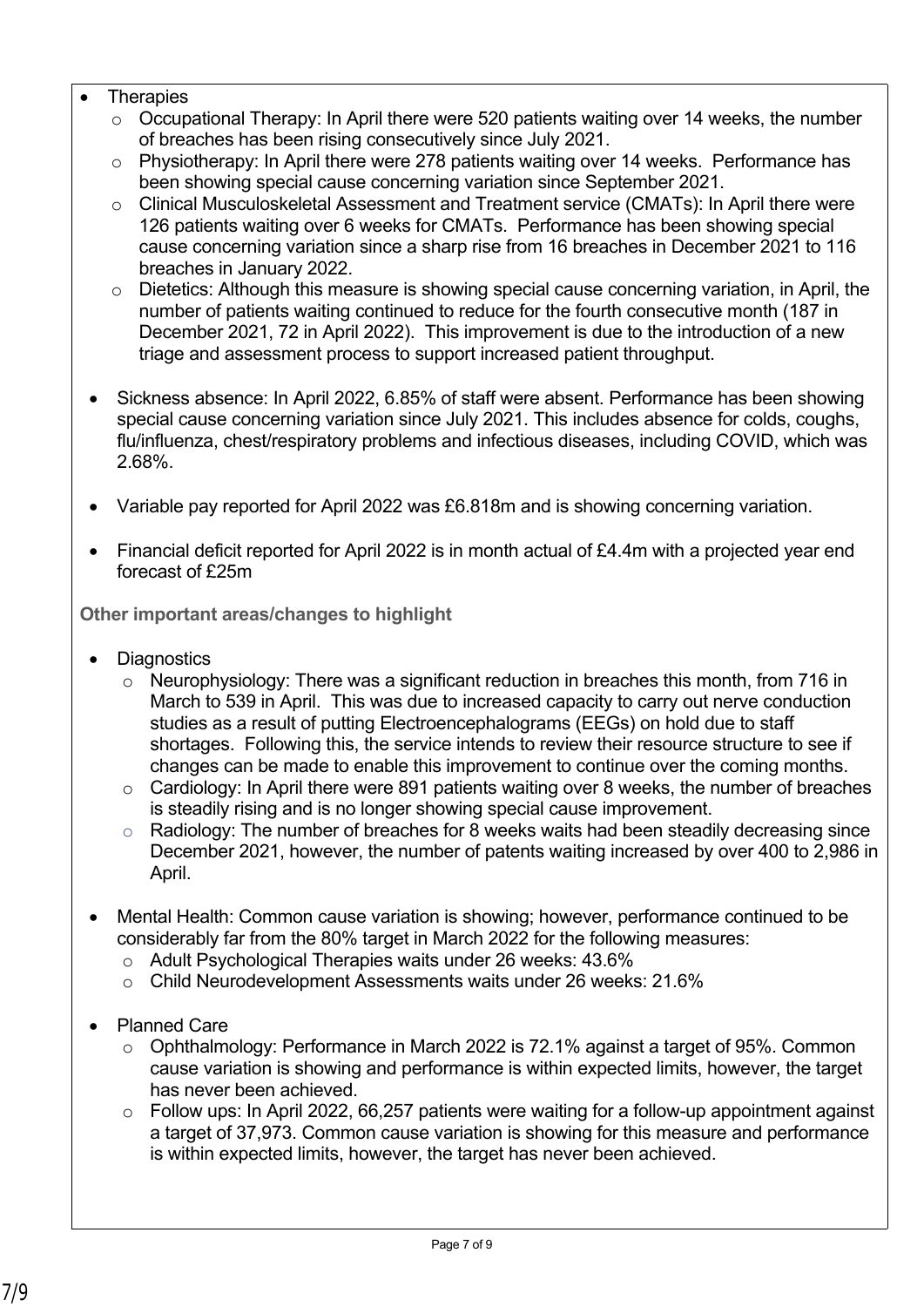- Therapies
  - Occupational Therapy: In April there were 520 patients waiting over 14 weeks, the number of breaches has been rising consecutively since July 2021.
  - Physiotherapy: In April there were 278 patients waiting over 14 weeks. Performance has been showing special cause concerning variation since September 2021.
  - Clinical Musculoskeletal Assessment and Treatment service (CMATs): In April there were 126 patients waiting over 6 weeks for CMATs. Performance has been showing special cause concerning variation since a sharp rise from 16 breaches in December 2021 to 116 breaches in January 2022.
  - Dietetics: Although this measure is showing special cause concerning variation, in April, the number of patients waiting continued to reduce for the fourth consecutive month (187 in December 2021, 72 in April 2022). This improvement is due to the introduction of a new triage and assessment process to support increased patient throughput.

- Sickness absence: In April 2022, 6.85% of staff were absent. Performance has been showing special cause concerning variation since July 2021. This includes absence for colds, coughs, flu/influenza, chest/respiratory problems and infectious diseases, including COVID, which was 2.68%.

- Variable pay reported for April 2022 was £6.818m and is showing concerning variation.

- Financial deficit reported for April 2022 is in month actual of £4.4m with a projected year end forecast of £25m

**Other important areas/changes to highlight**

- Diagnostics
  - Neurophysiology: There was a significant reduction in breaches this month, from 716 in March to 539 in April. This was due to increased capacity to carry out nerve conduction studies as a result of putting Electroencephalograms (EEGs) on hold due to staff shortages. Following this, the service intends to review their resource structure to see if changes can be made to enable this improvement to continue over the coming months.
  - Cardiology: In April there were 891 patients waiting over 8 weeks, the number of breaches is steadily rising and is no longer showing special cause improvement.
  - Radiology: The number of breaches for 8 weeks waits had been steadily decreasing since December 2021, however, the number of patents waiting increased by over 400 to 2,986 in April.

- Mental Health: Common cause variation is showing; however, performance continued to be considerably far from the 80% target in March 2022 for the following measures:
  - Adult Psychological Therapies waits under 26 weeks: 43.6%
  - Child Neurodevelopment Assessments waits under 26 weeks: 21.6%

- Planned Care
  - Ophthalmology: Performance in March 2022 is 72.1% against a target of 95%. Common cause variation is showing and performance is within expected limits, however, the target has never been achieved.
  - Follow ups: In April 2022, 66,257 patients were waiting for a follow-up appointment against a target of 37,973. Common cause variation is showing for this measure and performance is within expected limits, however, the target has never been achieved.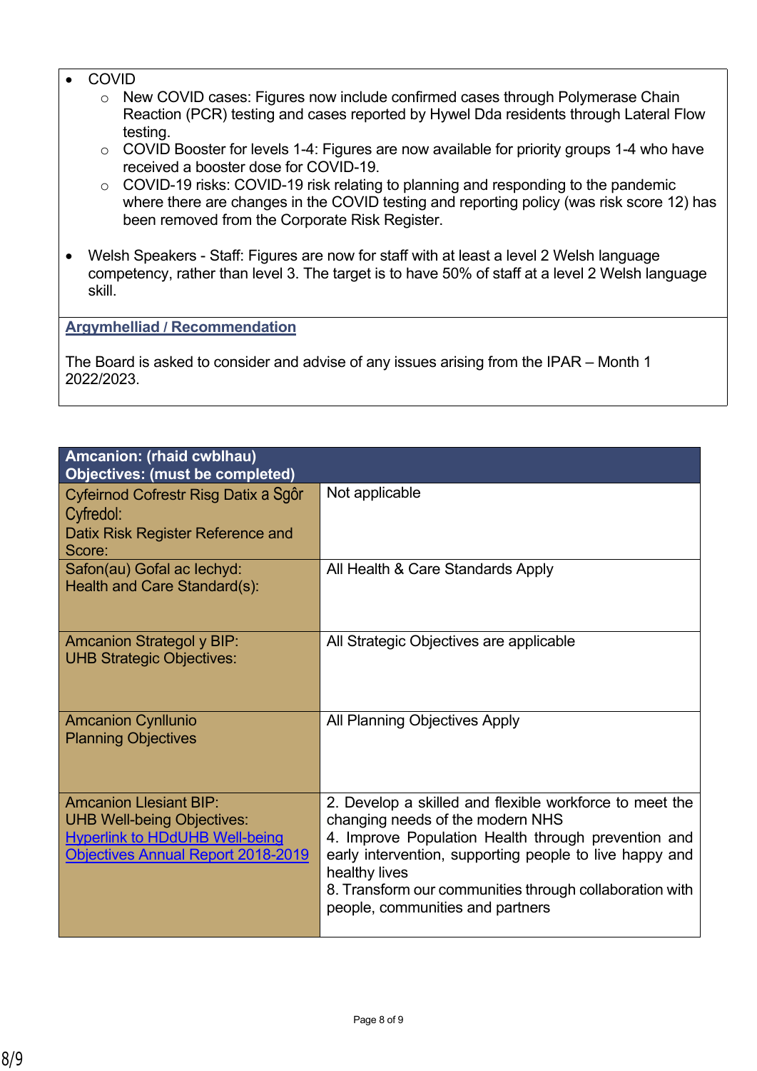- COVID
  - New COVID cases: Figures now include confirmed cases through Polymerase Chain Reaction (PCR) testing and cases reported by Hywel Dda residents through Lateral Flow testing.
  - COVID Booster for levels 1-4: Figures are now available for priority groups 1-4 who have received a booster dose for COVID-19.
  - COVID-19 risks: COVID-19 risk relating to planning and responding to the pandemic where there are changes in the COVID testing and reporting policy (was risk score 12) has been removed from the Corporate Risk Register.

- Welsh Speakers - Staff: Figures are now for staff with at least a level 2 Welsh language competency, rather than level 3. The target is to have 50% of staff at a level 2 Welsh language skill.

**Argymhelliad / Recommendation**

The Board is asked to consider and advise of any issues arising from the IPAR – Month 1 2022/2023.

| **Amcanion: (rhaid cwblhau)**<br>**Objectives: (must be completed)** | |
|---|---|
| Cyfeirnod Cofrestr Risg Datix a Sgôr Cyfredol:<br>Datix Risk Register Reference and Score: | Not applicable |
| Safon(au) Gofal ac Iechyd:<br>Health and Care Standard(s): | All Health & Care Standards Apply |
| Amcanion Strategol y BIP:<br>UHB Strategic Objectives: | All Strategic Objectives are applicable |
| Amcanion Cynllunio<br>Planning Objectives | All Planning Objectives Apply |
| Amcanion Llesiant BIP:<br>UHB Well-being Objectives:<br>Hyperlink to HDdUHB Well-being Objectives Annual Report 2018-2019 | 2. Develop a skilled and flexible workforce to meet the changing needs of the modern NHS<br>4. Improve Population Health through prevention and early intervention, supporting people to live happy and healthy lives<br>8. Transform our communities through collaboration with people, communities and partners |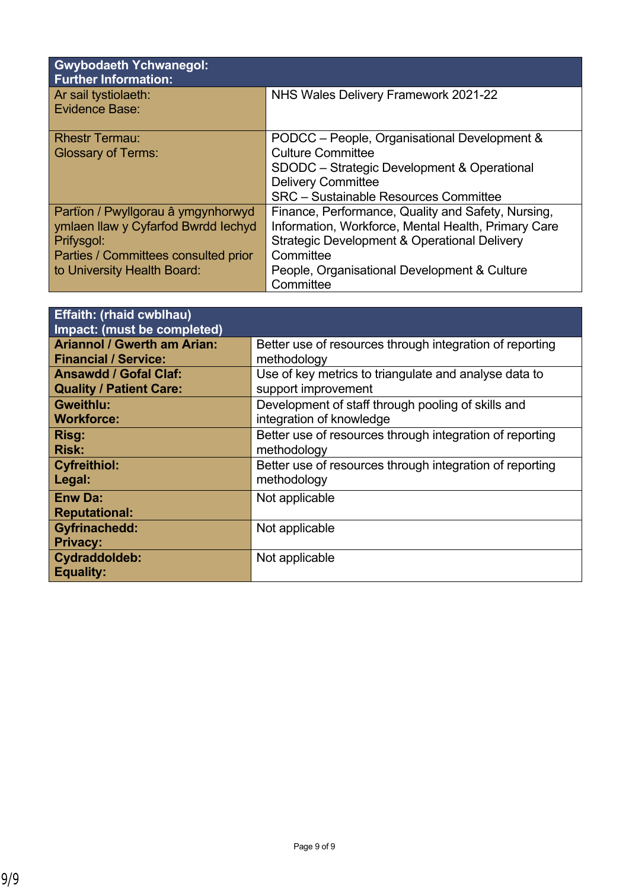| **Gwybodaeth Ychwanegol:**<br>**Further Information:** | |
|---|---|
| Ar sail tystiolaeth:<br>Evidence Base: | NHS Wales Delivery Framework 2021-22 |
| Rhestr Termau:<br>Glossary of Terms: | PODCC – People, Organisational Development & Culture Committee<br>SDODC – Strategic Development & Operational Delivery Committee<br>SRC – Sustainable Resources Committee |
| Partïon / Pwyllgorau â ymgynhorwyd ymlaen llaw y Cyfarfod Bwrdd Iechyd Prifysgol:<br>Parties / Committees consulted prior to University Health Board: | Finance, Performance, Quality and Safety, Nursing, Information, Workforce, Mental Health, Primary Care<br>Strategic Development & Operational Delivery Committee<br>People, Organisational Development & Culture Committee |

| **Effaith: (rhaid cwblhau)**<br>**Impact: (must be completed)** | |
|---|---|
| **Ariannol / Gwerth am Arian:**<br>**Financial / Service:** | Better use of resources through integration of reporting methodology |
| **Ansawdd / Gofal Claf:**<br>**Quality / Patient Care:** | Use of key metrics to triangulate and analyse data to support improvement |
| **Gweithlu:**<br>**Workforce:** | Development of staff through pooling of skills and integration of knowledge |
| **Risg:**<br>**Risk:** | Better use of resources through integration of reporting methodology |
| **Cyfreithiol:**<br>**Legal:** | Better use of resources through integration of reporting methodology |
| **Enw Da:**<br>**Reputational:** | Not applicable |
| **Gyfrinachedd:**<br>**Privacy:** | Not applicable |
| **Cydraddoldeb:**<br>**Equality:** | Not applicable |